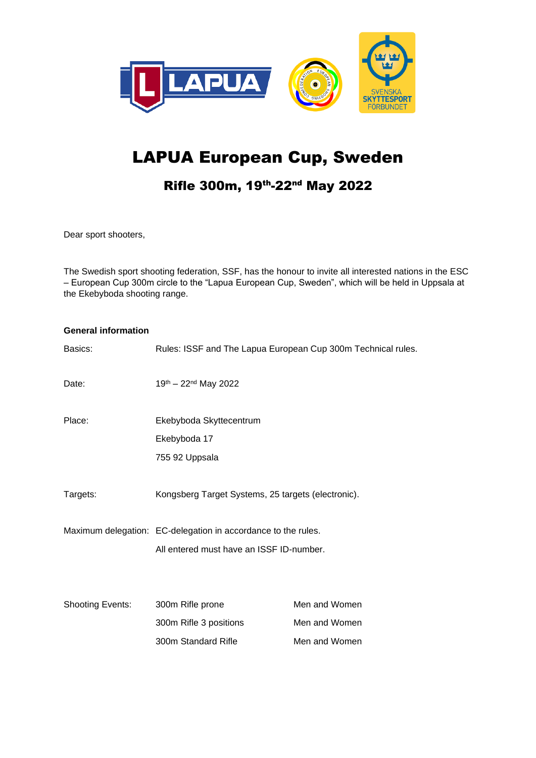# LAPUA European Cup, Sweden

## Rifle 300m, 19th-22nd May 2022

Dear sport shooters,

The Swedish sport shooting federation, SSF, has the honour to invite all interested nations in the ESC – European Cup 300m circle to the "Lapua European Cup, Sweden", which will be held in Uppsala at the Ekebyboda shooting range.

**General information**

Basics: Rules: ISSF and The Lapua European Cup 300m Technical rules.

Date: 19th – 22nd May 2022

Place: Ekebyboda Skyttecentrum
Ekebyboda 17
755 92 Uppsala

Targets: Kongsberg Target Systems, 25 targets (electronic).

Maximum delegation: EC-delegation in accordance to the rules.
All entered must have an ISSF ID-number.

| Shooting Events: | | |
|---|---|---|
| | 300m Rifle prone | Men and Women |
| | 300m Rifle 3 positions | Men and Women |
| | 300m Standard Rifle | Men and Women |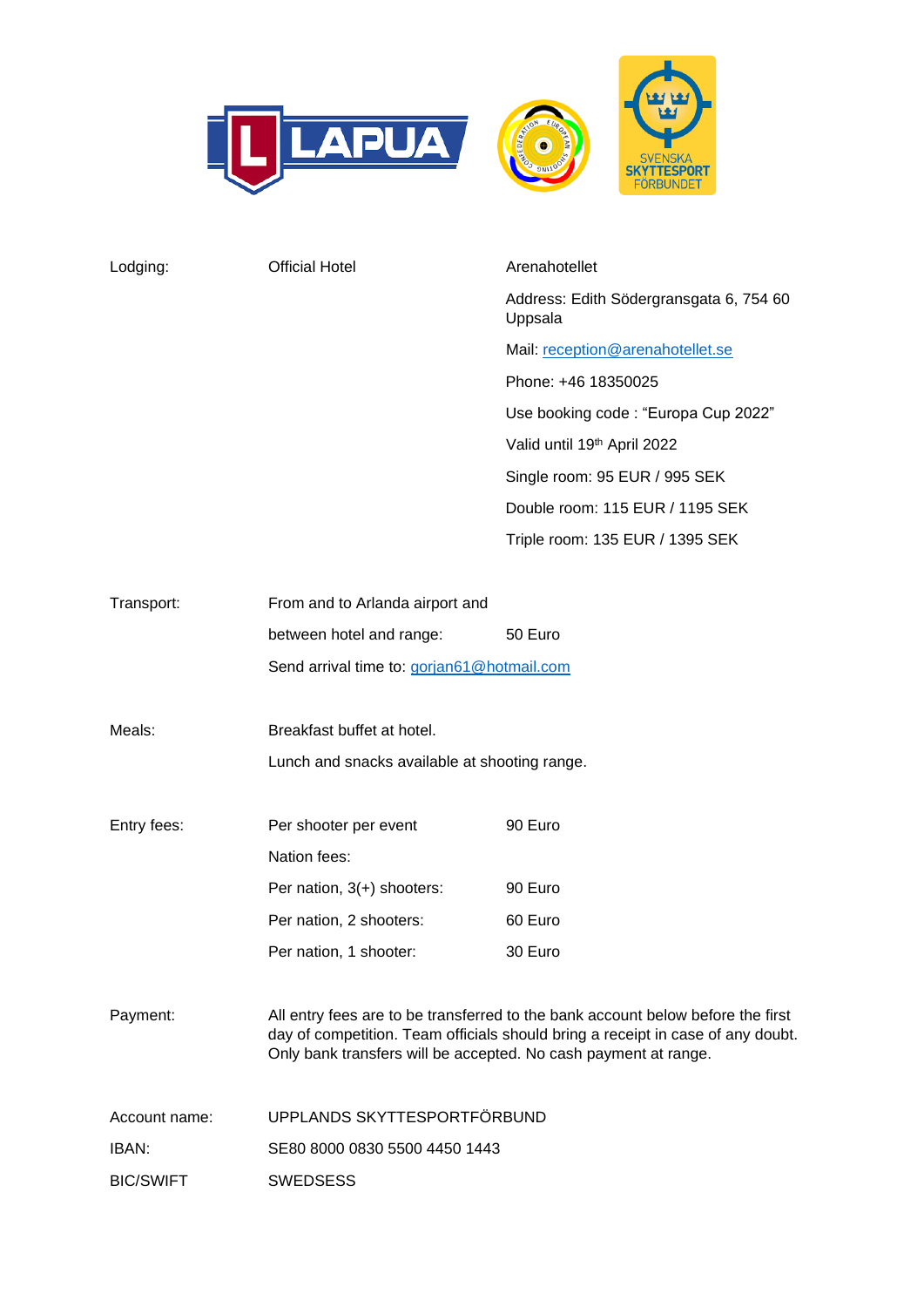| | | |
|---|---|---|
| Lodging: | Official Hotel | Arenahotellet |
| | | Address: Edith Södergransgata 6, 754 60 Uppsala |
| | | Mail: reception@arenahotellet.se |
| | | Phone: +46 18350025 |
| | | Use booking code : "Europa Cup 2022" |
| | | Valid until 19th April 2022 |
| | | Single room: 95 EUR / 995 SEK |
| | | Double room: 115 EUR / 1195 SEK |
| | | Triple room: 135 EUR / 1395 SEK |
| Transport: | From and to Arlanda airport and | |
| | between hotel and range: | 50 Euro |
| | Send arrival time to: gorjan61@hotmail.com | |
| Meals: | Breakfast buffet at hotel. | |
| | Lunch and snacks available at shooting range. | |
| Entry fees: | Per shooter per event | 90 Euro |
| | Nation fees: | |
| | Per nation, 3(+) shooters: | 90 Euro |
| | Per nation, 2 shooters: | 60 Euro |
| | Per nation, 1 shooter: | 30 Euro |

Payment: All entry fees are to be transferred to the bank account below before the first day of competition. Team officials should bring a receipt in case of any doubt. Only bank transfers will be accepted. No cash payment at range.

| | |
|---|---|
| Account name: | UPPLANDS SKYTTESPORTFÖRBUND |
| IBAN: | SE80 8000 0830 5500 4450 1443 |
| BIC/SWIFT | SWEDSESS |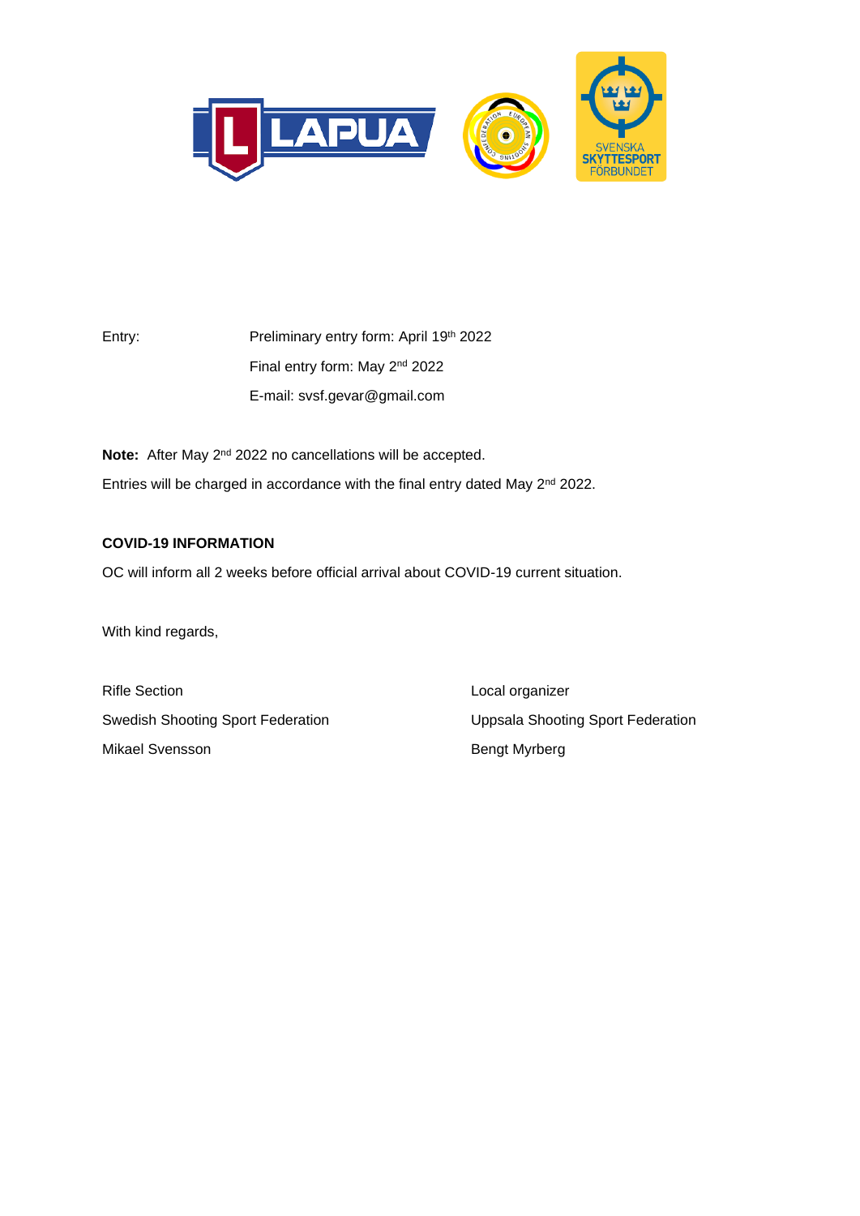Entry: Preliminary entry form: April 19th 2022

Final entry form: May 2nd 2022

E-mail: svsf.gevar@gmail.com

**Note:** After May 2nd 2022 no cancellations will be accepted.

Entries will be charged in accordance with the final entry dated May 2nd 2022.

**COVID-19 INFORMATION**

OC will inform all 2 weeks before official arrival about COVID-19 current situation.

With kind regards,

Rifle Section
Swedish Shooting Sport Federation
Mikael Svensson

Local organizer
Uppsala Shooting Sport Federation
Bengt Myrberg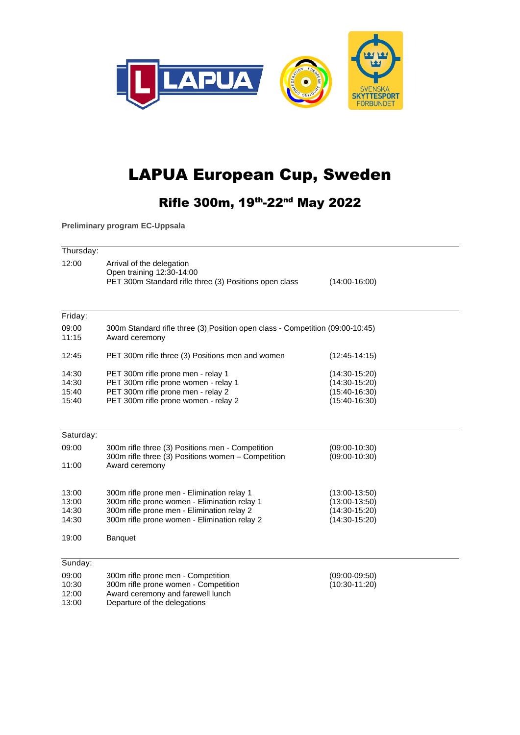# LAPUA European Cup, Sweden

## Rifle 300m, 19th-22nd May 2022

**Preliminary program EC-Uppsala**

Thursday:

| | | |
|---|---|---|
| 12:00 | Arrival of the delegation<br>Open training 12:30-14:00<br>PET 300m Standard rifle three (3) Positions open class | (14:00-16:00) |

Friday:

| | | |
|---|---|---|
| 09:00 | 300m Standard rifle three (3) Position open class - Competition (09:00-10:45) | |
| 11:15 | Award ceremony | |
| 12:45 | PET 300m rifle three (3) Positions men and women | (12:45-14:15) |
| 14:30 | PET 300m rifle prone men - relay 1 | (14:30-15:20) |
| 14:30 | PET 300m rifle prone women - relay 1 | (14:30-15:20) |
| 15:40 | PET 300m rifle prone men - relay 2 | (15:40-16:30) |
| 15:40 | PET 300m rifle prone women - relay 2 | (15:40-16:30) |

Saturday:

| | | |
|---|---|---|
| 09:00 | 300m rifle three (3) Positions men - Competition | (09:00-10:30) |
| | 300m rifle three (3) Positions women – Competition | (09:00-10:30) |
| 11:00 | Award ceremony | |
| 13:00 | 300m rifle prone men - Elimination relay 1 | (13:00-13:50) |
| 13:00 | 300m rifle prone women - Elimination relay 1 | (13:00-13:50) |
| 14:30 | 300m rifle prone men - Elimination relay 2 | (14:30-15:20) |
| 14:30 | 300m rifle prone women - Elimination relay 2 | (14:30-15:20) |
| 19:00 | Banquet | |

Sunday:

| | | |
|---|---|---|
| 09:00 | 300m rifle prone men - Competition | (09:00-09:50) |
| 10:30 | 300m rifle prone women - Competition | (10:30-11:20) |
| 12:00 | Award ceremony and farewell lunch | |
| 13:00 | Departure of the delegations | |